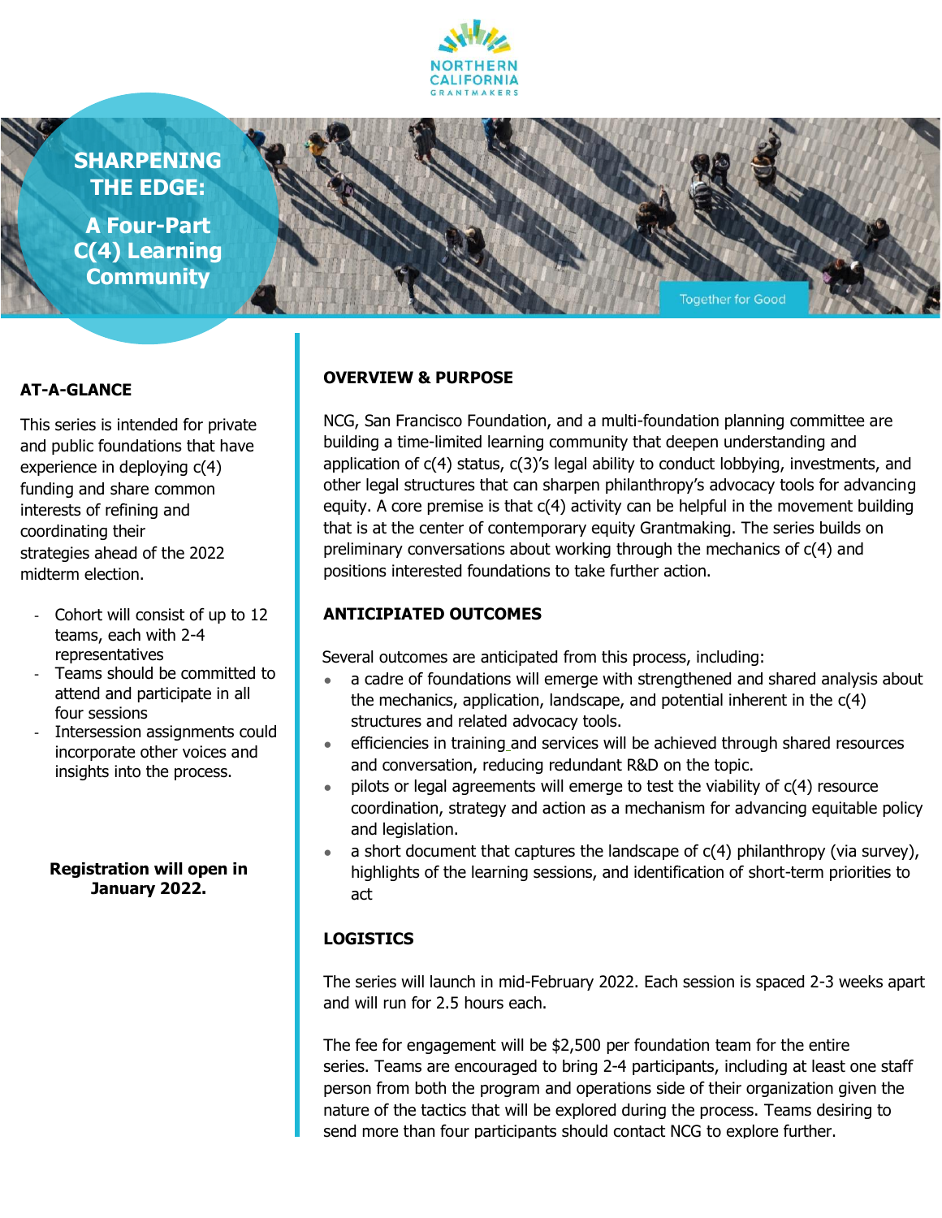NORTHERN CALIFORNIA GRANTMAKERS

# SHARPENING THE EDGE: A Four-Part C(4) Learning Community

Together for Good

## AT-A-GLANCE

This series is intended for private and public foundations that have experience in deploying c(4) funding and share common interests of refining and coordinating their strategies ahead of the 2022 midterm election.

- Cohort will consist of up to 12 teams, each with 2-4 representatives
- Teams should be committed to attend and participate in all four sessions
- Intersession assignments could incorporate other voices and insights into the process.

**Registration will open in January 2022.**

## OVERVIEW & PURPOSE

NCG, San Francisco Foundation, and a multi-foundation planning committee are building a time-limited learning community that deepen understanding and application of c(4) status, c(3)'s legal ability to conduct lobbying, investments, and other legal structures that can sharpen philanthropy's advocacy tools for advancing equity. A core premise is that c(4) activity can be helpful in the movement building that is at the center of contemporary equity Grantmaking. The series builds on preliminary conversations about working through the mechanics of c(4) and positions interested foundations to take further action.

## ANTICIPATED OUTCOMES

Several outcomes are anticipated from this process, including:

- a cadre of foundations will emerge with strengthened and shared analysis about the mechanics, application, landscape, and potential inherent in the c(4) structures and related advocacy tools.
- efficiencies in training and services will be achieved through shared resources and conversation, reducing redundant R&D on the topic.
- pilots or legal agreements will emerge to test the viability of c(4) resource coordination, strategy and action as a mechanism for advancing equitable policy and legislation.
- a short document that captures the landscape of c(4) philanthropy (via survey), highlights of the learning sessions, and identification of short-term priorities to act

## LOGISTICS

The series will launch in mid-February 2022. Each session is spaced 2-3 weeks apart and will run for 2.5 hours each.

The fee for engagement will be $2,500 per foundation team for the entire series. Teams are encouraged to bring 2-4 participants, including at least one staff person from both the program and operations side of their organization given the nature of the tactics that will be explored during the process. Teams desiring to send more than four participants should contact NCG to explore further.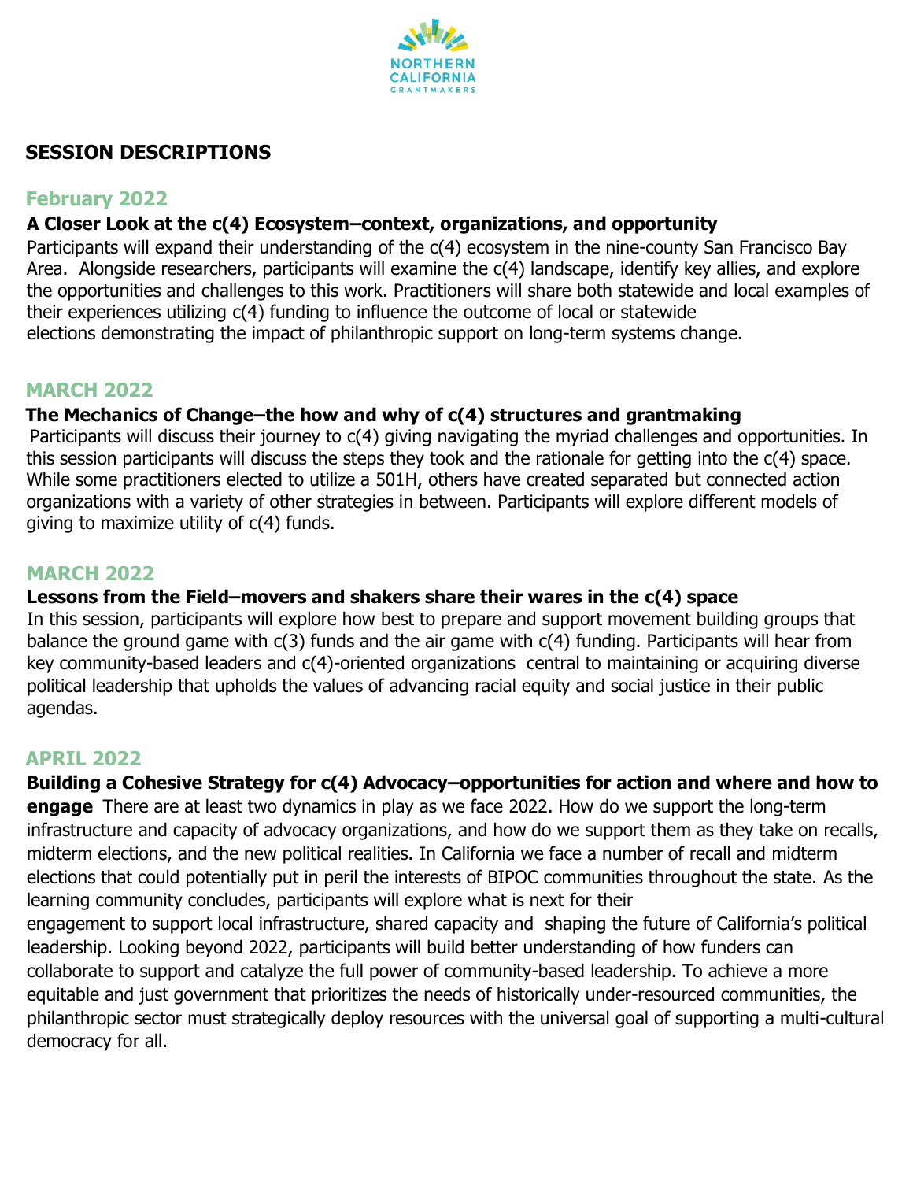NORTHERN CALIFORNIA GRANTMAKERS

## SESSION DESCRIPTIONS

### February 2022

**A Closer Look at the c(4) Ecosystem–context, organizations, and opportunity**

Participants will expand their understanding of the c(4) ecosystem in the nine-county San Francisco Bay Area. Alongside researchers, participants will examine the c(4) landscape, identify key allies, and explore the opportunities and challenges to this work. Practitioners will share both statewide and local examples of their experiences utilizing c(4) funding to influence the outcome of local or statewide elections demonstrating the impact of philanthropic support on long-term systems change.

### MARCH 2022

**The Mechanics of Change–the how and why of c(4) structures and grantmaking**

Participants will discuss their journey to c(4) giving navigating the myriad challenges and opportunities. In this session participants will discuss the steps they took and the rationale for getting into the c(4) space. While some practitioners elected to utilize a 501H, others have created separated but connected action organizations with a variety of other strategies in between. Participants will explore different models of giving to maximize utility of c(4) funds.

### MARCH 2022

**Lessons from the Field–movers and shakers share their wares in the c(4) space**

In this session, participants will explore how best to prepare and support movement building groups that balance the ground game with c(3) funds and the air game with c(4) funding. Participants will hear from key community-based leaders and c(4)-oriented organizations central to maintaining or acquiring diverse political leadership that upholds the values of advancing racial equity and social justice in their public agendas.

### APRIL 2022

**Building a Cohesive Strategy for c(4) Advocacy–opportunities for action and where and how to engage** There are at least two dynamics in play as we face 2022. How do we support the long-term infrastructure and capacity of advocacy organizations, and how do we support them as they take on recalls, midterm elections, and the new political realities. In California we face a number of recall and midterm elections that could potentially put in peril the interests of BIPOC communities throughout the state. As the learning community concludes, participants will explore what is next for their engagement to support local infrastructure, shared capacity and shaping the future of California's political leadership. Looking beyond 2022, participants will build better understanding of how funders can collaborate to support and catalyze the full power of community-based leadership. To achieve a more equitable and just government that prioritizes the needs of historically under-resourced communities, the philanthropic sector must strategically deploy resources with the universal goal of supporting a multi-cultural democracy for all.